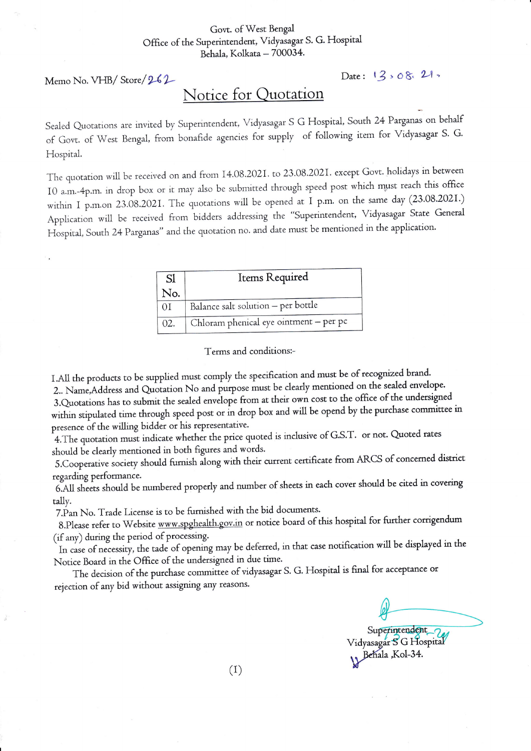Govt. of West Bengal
Office of the Superintendent, Vidyasagar S. G. Hospital
Behala, Kolkata – 700034.

Memo No. VHB/ Store/262

Date : 13.08.21.

# Notice for Quotation

Sealed Quotations are invited by Superintendent, Vidyasagar S G Hospital, South 24 Parganas on behalf of Govt. of West Bengal, from bonafide agencies for supply of following item for Vidyasagar S. G. Hospital.

The quotation will be received on and from 14.08.2021. to 23.08.2021. except Govt. holidays in between 10 a.m.-4p.m. in drop box or it may also be submitted through speed post which must reach this office within 1 p.m.on 23.08.2021. The quotations will be opened at 1 p.m. on the same day (23.08.2021.) Application will be received from bidders addressing the "Superintendent, Vidyasagar State General Hospital, South 24 Parganas" and the quotation no. and date must be mentioned in the application.

| Sl No. | Items Required |
|---|---|
| 01 | Balance salt solution – per bottle |
| 02. | Chloram phenical eye ointment – per pc |

Terms and conditions:-

1.All the products to be supplied must comply the specification and must be of recognized brand.
2.. Name,Address and Quotation No and purpose must be clearly mentioned on the sealed envelope.
3.Quotations has to submit the sealed envelope from at their own cost to the office of the undersigned within stipulated time through speed post or in drop box and will be opend by the purchase committee in presence of the willing bidder or his representative.
4.The quotation must indicate whether the price quoted is inclusive of G.S.T. or not. Quoted rates should be clearly mentioned in both figures and words.
5.Cooperative society should furnish along with their current certificate from ARCS of concerned district regarding performance.
6.All sheets should be numbered properly and number of sheets in each cover should be cited in covering tally.
7.Pan No. Trade License is to be furnished with the bid documents.
8.Please refer to Website www.spghealth.gov.in or notice board of this hospital for further corrigendum (if any) during the period of processing.
In case of necessity, the tade of opening may be deferred, in that case notification will be displayed in the Notice Board in the Office of the undersigned in due time.
The decision of the purchase committee of vidyasagar S. G. Hospital is final for acceptance or rejection of any bid without assigning any reasons.

Superintendent
Vidyasagar S G Hospital
Behala ,Kol-34.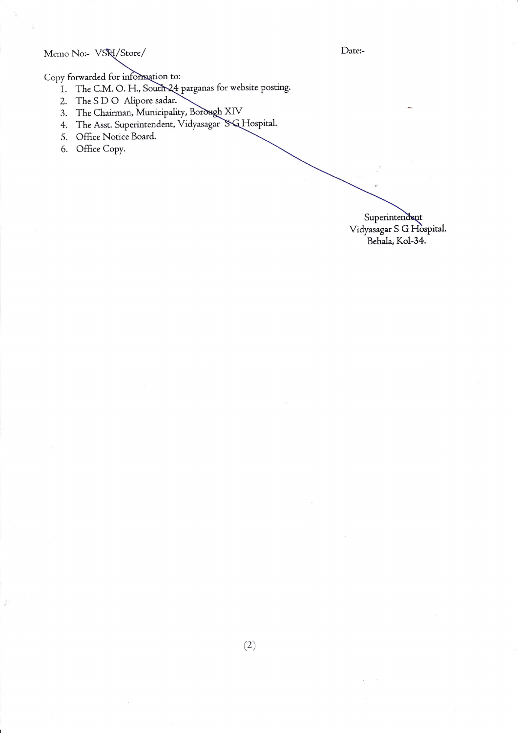Memo No:- VSH/Store/

Date:-

Copy forwarded for information to:-

1. The C.M. O. H., South 24 parganas for website posting.
2. The S D O Alipore sadar.
3. The Chairman, Municipality, Borough XIV
4. The Asst. Superintendent, Vidyasagar S G Hospital.
5. Office Notice Board.
6. Office Copy.

Superintendent
Vidyasagar S G Hospital.
Behala, Kol-34.